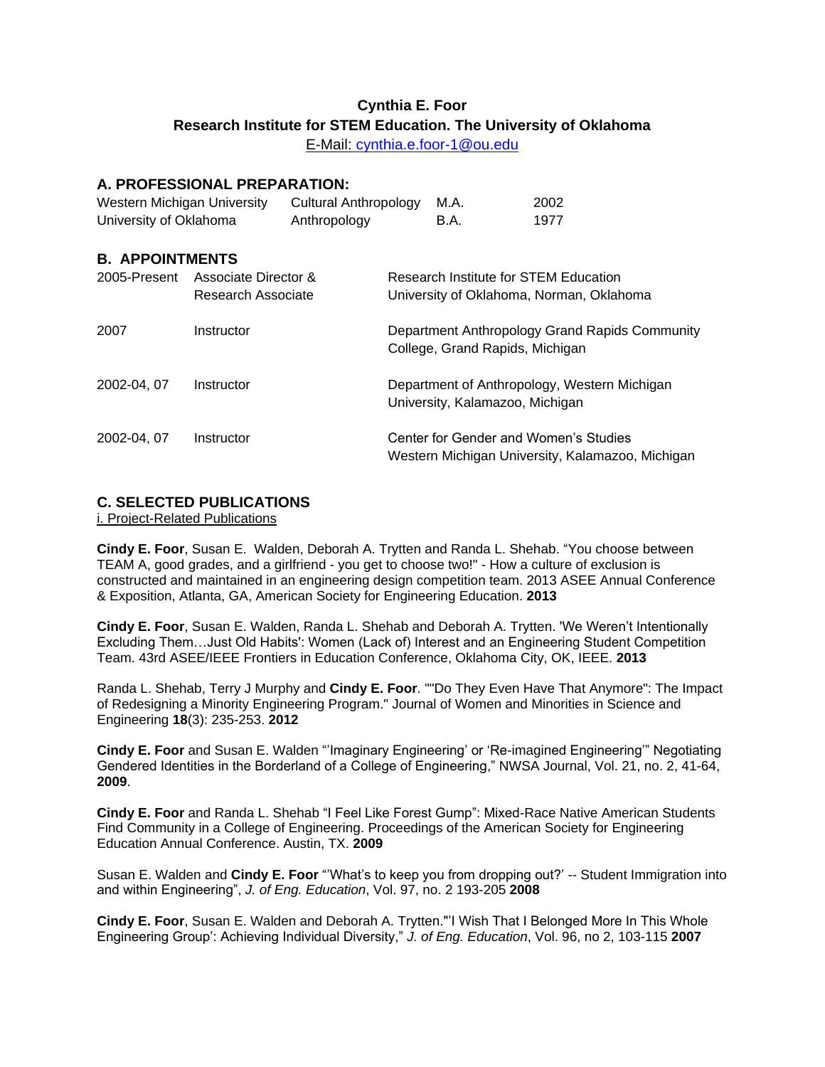# Cynthia E. Foor

## Research Institute for STEM Education. The University of Oklahoma

E-Mail: cynthia.e.foor-1@ou.edu

## A. PROFESSIONAL PREPARATION:

| | | | |
|---|---|---|---|
| Western Michigan University | Cultural Anthropology | M.A. | 2002 |
| University of Oklahoma | Anthropology | B.A. | 1977 |

## B. APPOINTMENTS

| | | |
|---|---|---|
| 2005-Present | Associate Director & Research Associate | Research Institute for STEM Education University of Oklahoma, Norman, Oklahoma |
| 2007 | Instructor | Department Anthropology Grand Rapids Community College, Grand Rapids, Michigan |
| 2002-04, 07 | Instructor | Department of Anthropology, Western Michigan University, Kalamazoo, Michigan |
| 2002-04, 07 | Instructor | Center for Gender and Women's Studies Western Michigan University, Kalamazoo, Michigan |

## C. SELECTED PUBLICATIONS

i. Project-Related Publications

**Cindy E. Foor**, Susan E. Walden, Deborah A. Trytten and Randa L. Shehab. "You choose between TEAM A, good grades, and a girlfriend - you get to choose two!" - How a culture of exclusion is constructed and maintained in an engineering design competition team. 2013 ASEE Annual Conference & Exposition, Atlanta, GA, American Society for Engineering Education. **2013**

**Cindy E. Foor**, Susan E. Walden, Randa L. Shehab and Deborah A. Trytten. 'We Weren't Intentionally Excluding Them…Just Old Habits': Women (Lack of) Interest and an Engineering Student Competition Team. 43rd ASEE/IEEE Frontiers in Education Conference, Oklahoma City, OK, IEEE. **2013**

Randa L. Shehab, Terry J Murphy and **Cindy E. Foor**. ""Do They Even Have That Anymore": The Impact of Redesigning a Minority Engineering Program." Journal of Women and Minorities in Science and Engineering **18**(3): 235-253. **2012**

**Cindy E. Foor** and Susan E. Walden "'Imaginary Engineering' or 'Re-imagined Engineering'" Negotiating Gendered Identities in the Borderland of a College of Engineering," NWSA Journal, Vol. 21, no. 2, 41-64, **2009**.

**Cindy E. Foor** and Randa L. Shehab "I Feel Like Forest Gump": Mixed-Race Native American Students Find Community in a College of Engineering. Proceedings of the American Society for Engineering Education Annual Conference. Austin, TX. **2009**

Susan E. Walden and **Cindy E. Foor** "'What's to keep you from dropping out?' -- Student Immigration into and within Engineering", *J. of Eng. Education*, Vol. 97, no. 2 193-205 **2008**

**Cindy E. Foor**, Susan E. Walden and Deborah A. Trytten."'I Wish That I Belonged More In This Whole Engineering Group': Achieving Individual Diversity," *J. of Eng. Education*, Vol. 96, no 2, 103-115 **2007**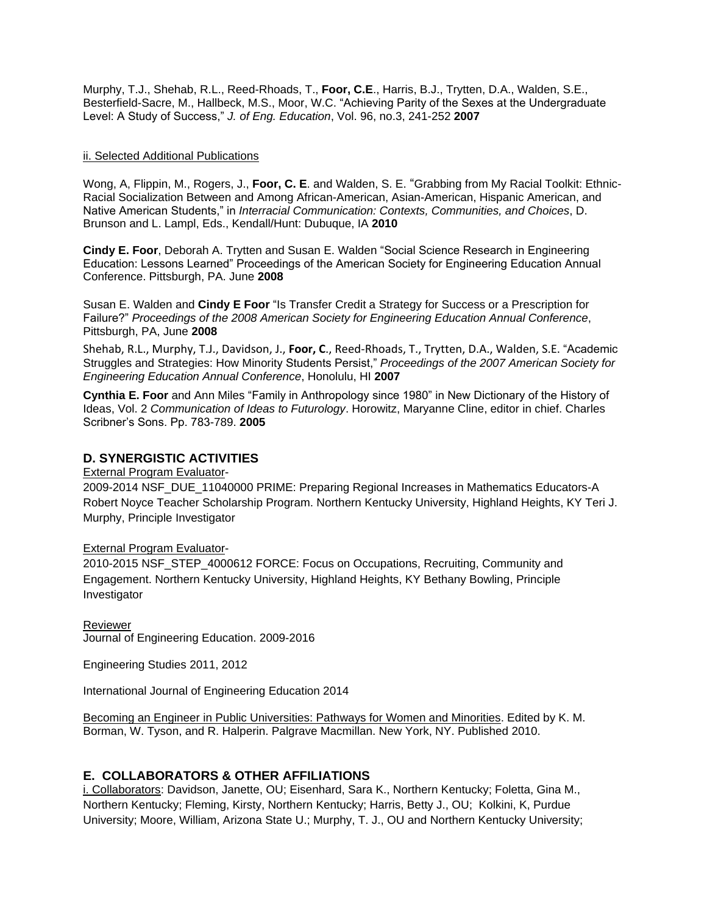Murphy, T.J., Shehab, R.L., Reed-Rhoads, T., **Foor, C.E**., Harris, B.J., Trytten, D.A., Walden, S.E., Besterfield-Sacre, M., Hallbeck, M.S., Moor, W.C. "Achieving Parity of the Sexes at the Undergraduate Level: A Study of Success," *J. of Eng. Education*, Vol. 96, no.3, 241-252 **2007**

ii. Selected Additional Publications

Wong, A, Flippin, M., Rogers, J., **Foor, C. E**. and Walden, S. E. "Grabbing from My Racial Toolkit: Ethnic-Racial Socialization Between and Among African-American, Asian-American, Hispanic American, and Native American Students," in *Interracial Communication: Contexts, Communities, and Choices*, D. Brunson and L. Lampl, Eds., Kendall/Hunt: Dubuque, IA **2010**

**Cindy E. Foor**, Deborah A. Trytten and Susan E. Walden "Social Science Research in Engineering Education: Lessons Learned" Proceedings of the American Society for Engineering Education Annual Conference. Pittsburgh, PA. June **2008**

Susan E. Walden and **Cindy E Foor** "Is Transfer Credit a Strategy for Success or a Prescription for Failure?" *Proceedings of the 2008 American Society for Engineering Education Annual Conference*, Pittsburgh, PA, June **2008**

Shehab, R.L., Murphy, T.J., Davidson, J., **Foor, C**., Reed-Rhoads, T., Trytten, D.A., Walden, S.E. "Academic Struggles and Strategies: How Minority Students Persist," *Proceedings of the 2007 American Society for Engineering Education Annual Conference*, Honolulu, HI **2007**

**Cynthia E. Foor** and Ann Miles "Family in Anthropology since 1980" in New Dictionary of the History of Ideas, Vol. 2 *Communication of Ideas to Futurology*. Horowitz, Maryanne Cline, editor in chief. Charles Scribner's Sons. Pp. 783-789. **2005**

## D. SYNERGISTIC ACTIVITIES

External Program Evaluator-
2009-2014 NSF_DUE_11040000 PRIME: Preparing Regional Increases in Mathematics Educators-A Robert Noyce Teacher Scholarship Program. Northern Kentucky University, Highland Heights, KY Teri J. Murphy, Principle Investigator

External Program Evaluator-
2010-2015 NSF_STEP_4000612 FORCE: Focus on Occupations, Recruiting, Community and Engagement. Northern Kentucky University, Highland Heights, KY Bethany Bowling, Principle Investigator

Reviewer
Journal of Engineering Education. 2009-2016

Engineering Studies 2011, 2012

International Journal of Engineering Education 2014

Becoming an Engineer in Public Universities: Pathways for Women and Minorities. Edited by K. M. Borman, W. Tyson, and R. Halperin. Palgrave Macmillan. New York, NY. Published 2010.

## E. COLLABORATORS & OTHER AFFILIATIONS

i. Collaborators: Davidson, Janette, OU; Eisenhard, Sara K., Northern Kentucky; Foletta, Gina M., Northern Kentucky; Fleming, Kirsty, Northern Kentucky; Harris, Betty J., OU; Kolkini, K, Purdue University; Moore, William, Arizona State U.; Murphy, T. J., OU and Northern Kentucky University;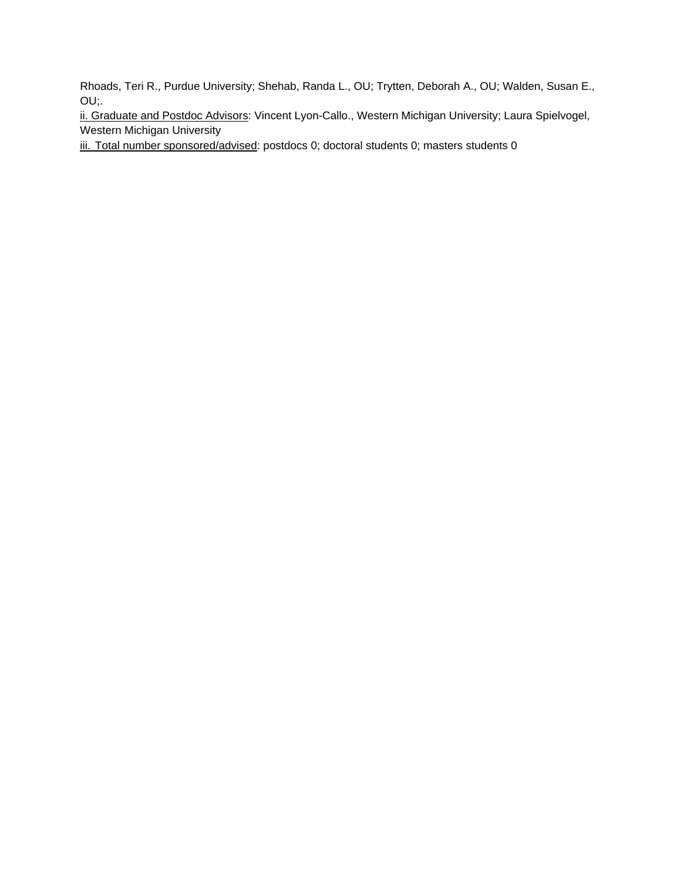Rhoads, Teri R., Purdue University; Shehab, Randa L., OU; Trytten, Deborah A., OU; Walden, Susan E., OU;.

<u>ii. Graduate and Postdoc Advisors</u>: Vincent Lyon-Callo., Western Michigan University; Laura Spielvogel, Western Michigan University

<u>iii. Total number sponsored/advised</u>: postdocs 0; doctoral students 0; masters students 0